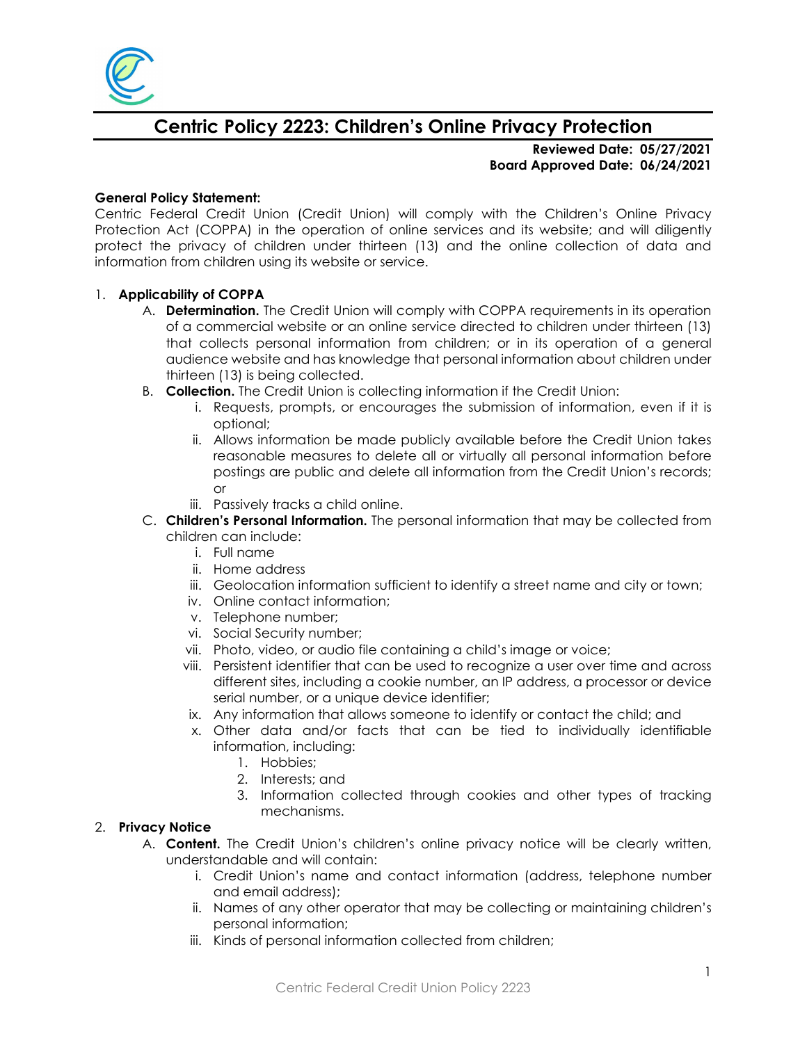# Centric Policy 2223: Children's Online Privacy Protection

**Reviewed Date: 05/27/2021**
**Board Approved Date: 06/24/2021**

**General Policy Statement:**
Centric Federal Credit Union (Credit Union) will comply with the Children's Online Privacy Protection Act (COPPA) in the operation of online services and its website; and will diligently protect the privacy of children under thirteen (13) and the online collection of data and information from children using its website or service.

1. **Applicability of COPPA**
   - A. **Determination.** The Credit Union will comply with COPPA requirements in its operation of a commercial website or an online service directed to children under thirteen (13) that collects personal information from children; or in its operation of a general audience website and has knowledge that personal information about children under thirteen (13) is being collected.
   - B. **Collection.** The Credit Union is collecting information if the Credit Union:
     - i. Requests, prompts, or encourages the submission of information, even if it is optional;
     - ii. Allows information be made publicly available before the Credit Union takes reasonable measures to delete all or virtually all personal information before postings are public and delete all information from the Credit Union's records; or
     - iii. Passively tracks a child online.
   - C. **Children's Personal Information.** The personal information that may be collected from children can include:
     - i. Full name
     - ii. Home address
     - iii. Geolocation information sufficient to identify a street name and city or town;
     - iv. Online contact information;
     - v. Telephone number;
     - vi. Social Security number;
     - vii. Photo, video, or audio file containing a child's image or voice;
     - viii. Persistent identifier that can be used to recognize a user over time and across different sites, including a cookie number, an IP address, a processor or device serial number, or a unique device identifier;
     - ix. Any information that allows someone to identify or contact the child; and
     - x. Other data and/or facts that can be tied to individually identifiable information, including:
       1. Hobbies;
       2. Interests; and
       3. Information collected through cookies and other types of tracking mechanisms.
2. **Privacy Notice**
   - A. **Content.** The Credit Union's children's online privacy notice will be clearly written, understandable and will contain:
     - i. Credit Union's name and contact information (address, telephone number and email address);
     - ii. Names of any other operator that may be collecting or maintaining children's personal information;
     - iii. Kinds of personal information collected from children;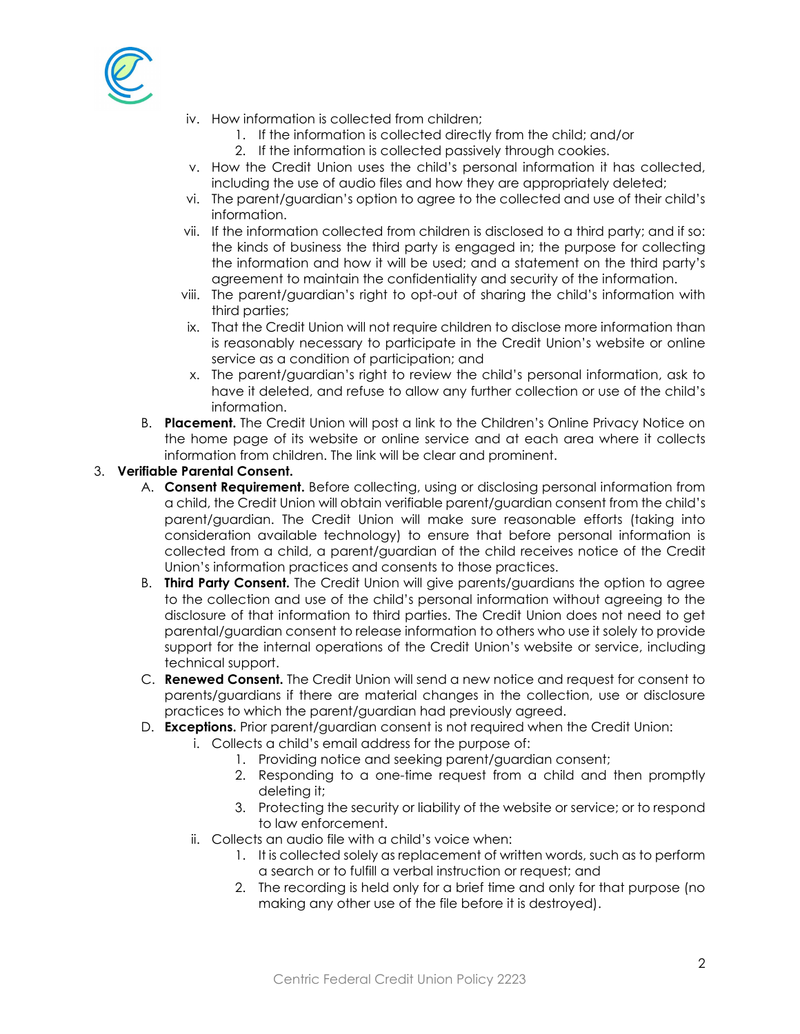- iv. How information is collected from children;
  1. If the information is collected directly from the child; and/or
  2. If the information is collected passively through cookies.
- v. How the Credit Union uses the child's personal information it has collected, including the use of audio files and how they are appropriately deleted;
- vi. The parent/guardian's option to agree to the collected and use of their child's information.
- vii. If the information collected from children is disclosed to a third party; and if so: the kinds of business the third party is engaged in; the purpose for collecting the information and how it will be used; and a statement on the third party's agreement to maintain the confidentiality and security of the information.
- viii. The parent/guardian's right to opt-out of sharing the child's information with third parties;
- ix. That the Credit Union will not require children to disclose more information than is reasonably necessary to participate in the Credit Union's website or online service as a condition of participation; and
- x. The parent/guardian's right to review the child's personal information, ask to have it deleted, and refuse to allow any further collection or use of the child's information.

B. **Placement.** The Credit Union will post a link to the Children's Online Privacy Notice on the home page of its website or online service and at each area where it collects information from children. The link will be clear and prominent.

3. **Verifiable Parental Consent.**

A. **Consent Requirement.** Before collecting, using or disclosing personal information from a child, the Credit Union will obtain verifiable parent/guardian consent from the child's parent/guardian. The Credit Union will make sure reasonable efforts (taking into consideration available technology) to ensure that before personal information is collected from a child, a parent/guardian of the child receives notice of the Credit Union's information practices and consents to those practices.

B. **Third Party Consent.** The Credit Union will give parents/guardians the option to agree to the collection and use of the child's personal information without agreeing to the disclosure of that information to third parties. The Credit Union does not need to get parental/guardian consent to release information to others who use it solely to provide support for the internal operations of the Credit Union's website or service, including technical support.

C. **Renewed Consent.** The Credit Union will send a new notice and request for consent to parents/guardians if there are material changes in the collection, use or disclosure practices to which the parent/guardian had previously agreed.

D. **Exceptions.** Prior parent/guardian consent is not required when the Credit Union:

- i. Collects a child's email address for the purpose of:
  1. Providing notice and seeking parent/guardian consent;
  2. Responding to a one-time request from a child and then promptly deleting it;
  3. Protecting the security or liability of the website or service; or to respond to law enforcement.
- ii. Collects an audio file with a child's voice when:
  1. It is collected solely as replacement of written words, such as to perform a search or to fulfill a verbal instruction or request; and
  2. The recording is held only for a brief time and only for that purpose (no making any other use of the file before it is destroyed).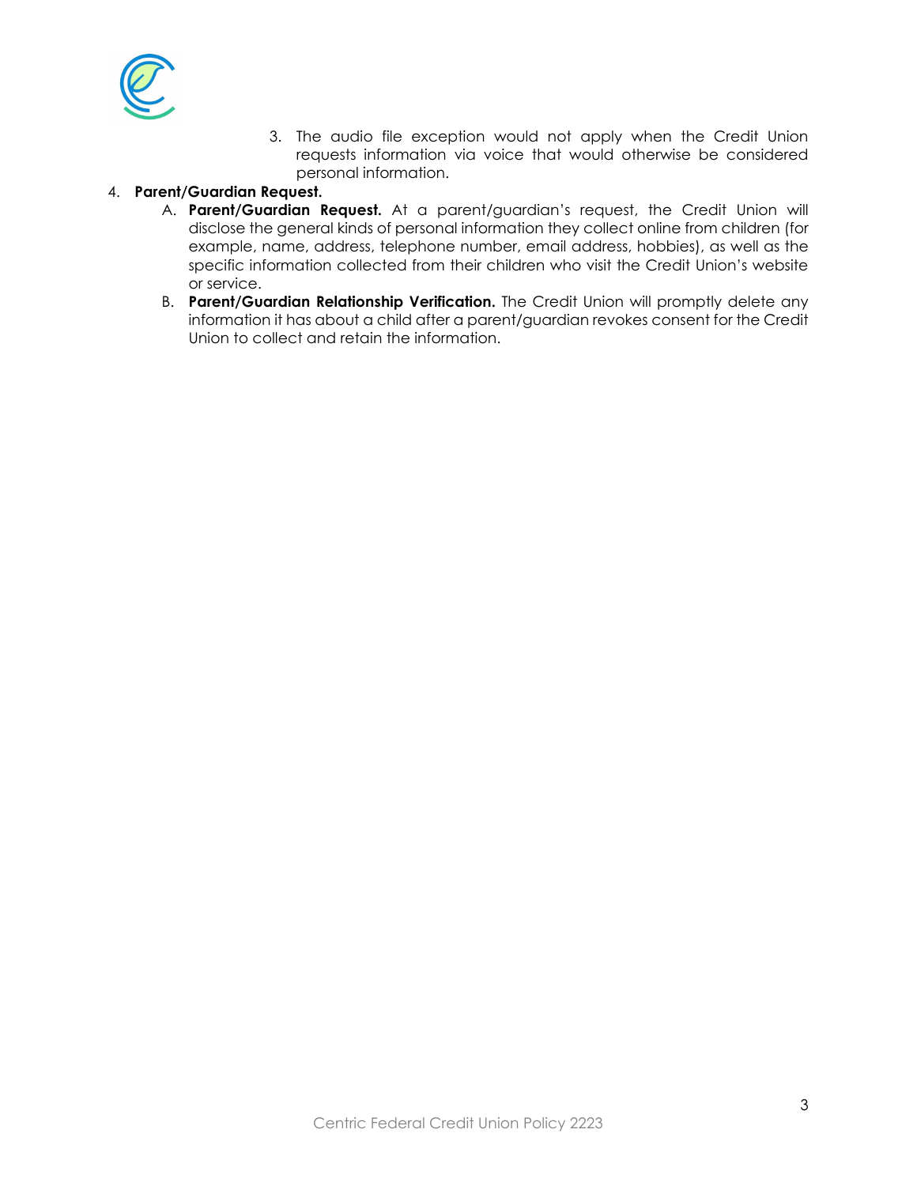3. The audio file exception would not apply when the Credit Union requests information via voice that would otherwise be considered personal information.

4. **Parent/Guardian Request.**
   A. **Parent/Guardian Request.** At a parent/guardian's request, the Credit Union will disclose the general kinds of personal information they collect online from children (for example, name, address, telephone number, email address, hobbies), as well as the specific information collected from their children who visit the Credit Union's website or service.
   B. **Parent/Guardian Relationship Verification.** The Credit Union will promptly delete any information it has about a child after a parent/guardian revokes consent for the Credit Union to collect and retain the information.